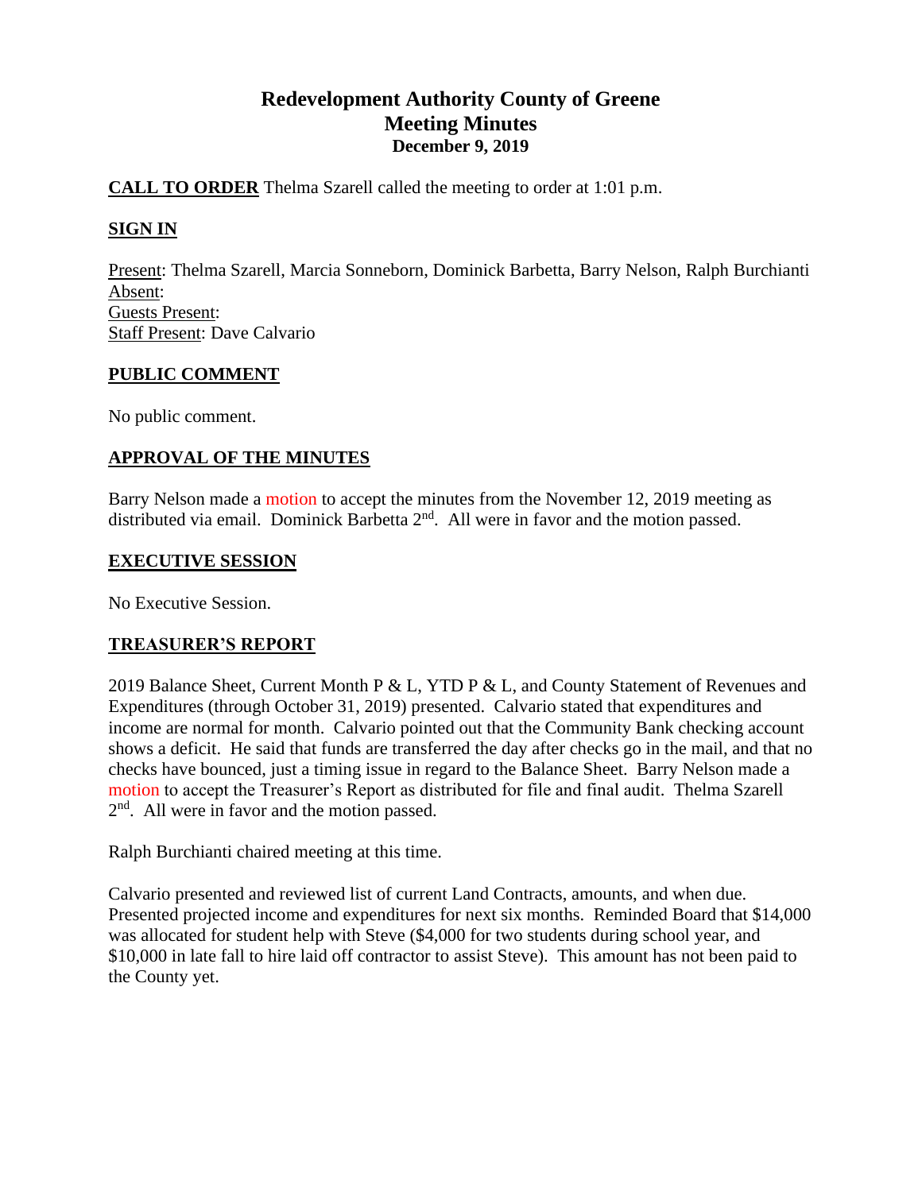# Redevelopment Authority County of Greene
## Meeting Minutes
### December 9, 2019

**CALL TO ORDER** Thelma Szarell called the meeting to order at 1:01 p.m.

**SIGN IN**

Present: Thelma Szarell, Marcia Sonneborn, Dominick Barbetta, Barry Nelson, Ralph Burchianti
Absent:
Guests Present:
Staff Present: Dave Calvario

**PUBLIC COMMENT**

No public comment.

**APPROVAL OF THE MINUTES**

Barry Nelson made a motion to accept the minutes from the November 12, 2019 meeting as distributed via email. Dominick Barbetta 2nd. All were in favor and the motion passed.

**EXECUTIVE SESSION**

No Executive Session.

**TREASURER'S REPORT**

2019 Balance Sheet, Current Month P & L, YTD P & L, and County Statement of Revenues and Expenditures (through October 31, 2019) presented. Calvario stated that expenditures and income are normal for month. Calvario pointed out that the Community Bank checking account shows a deficit. He said that funds are transferred the day after checks go in the mail, and that no checks have bounced, just a timing issue in regard to the Balance Sheet. Barry Nelson made a motion to accept the Treasurer's Report as distributed for file and final audit. Thelma Szarell 2nd. All were in favor and the motion passed.

Ralph Burchianti chaired meeting at this time.

Calvario presented and reviewed list of current Land Contracts, amounts, and when due. Presented projected income and expenditures for next six months. Reminded Board that $14,000 was allocated for student help with Steve ($4,000 for two students during school year, and $10,000 in late fall to hire laid off contractor to assist Steve). This amount has not been paid to the County yet.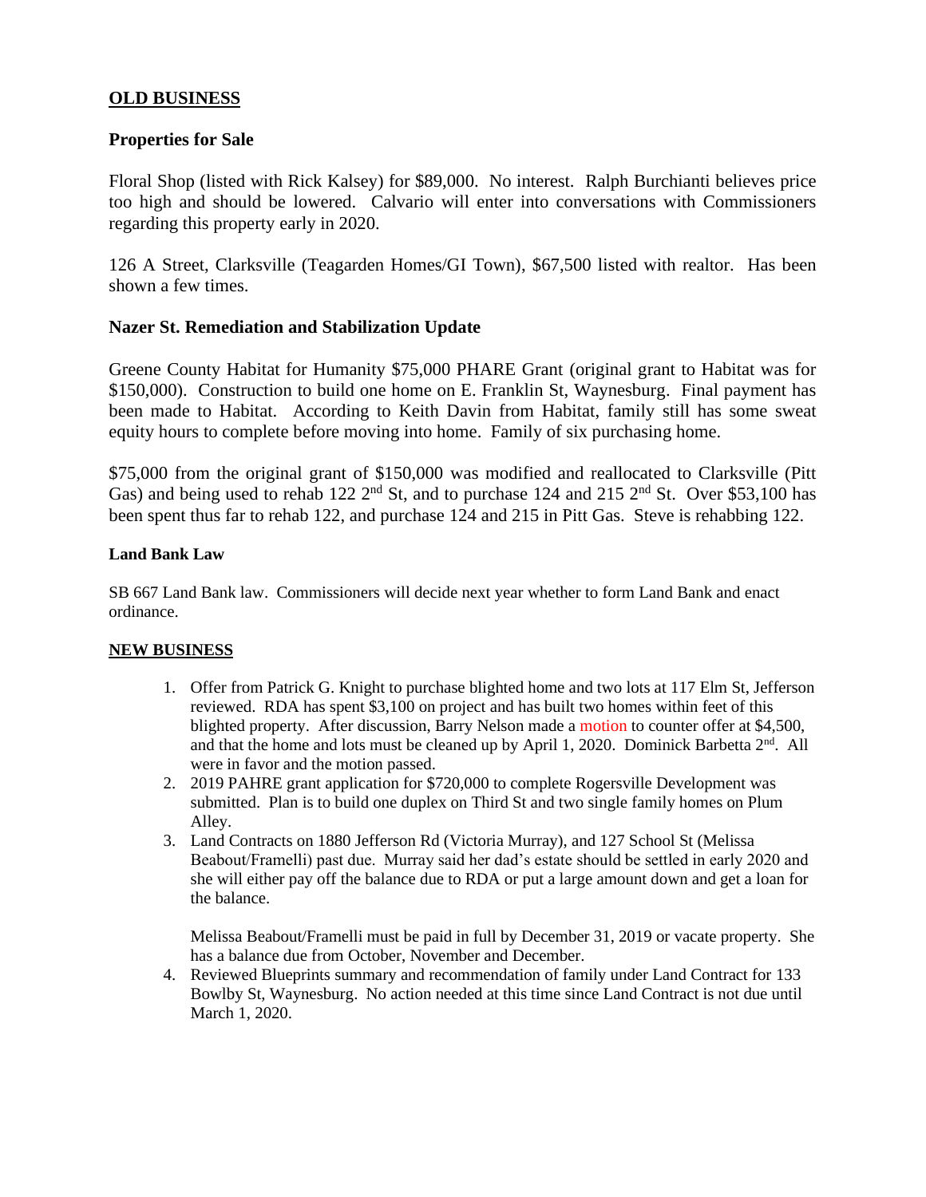## OLD BUSINESS

### Properties for Sale

Floral Shop (listed with Rick Kalsey) for $89,000. No interest. Ralph Burchianti believes price too high and should be lowered. Calvario will enter into conversations with Commissioners regarding this property early in 2020.

126 A Street, Clarksville (Teagarden Homes/GI Town), $67,500 listed with realtor. Has been shown a few times.

### Nazer St. Remediation and Stabilization Update

Greene County Habitat for Humanity $75,000 PHARE Grant (original grant to Habitat was for $150,000). Construction to build one home on E. Franklin St, Waynesburg. Final payment has been made to Habitat. According to Keith Davin from Habitat, family still has some sweat equity hours to complete before moving into home. Family of six purchasing home.

$75,000 from the original grant of $150,000 was modified and reallocated to Clarksville (Pitt Gas) and being used to rehab 122 2nd St, and to purchase 124 and 215 2nd St. Over $53,100 has been spent thus far to rehab 122, and purchase 124 and 215 in Pitt Gas. Steve is rehabbing 122.

#### Land Bank Law

SB 667 Land Bank law. Commissioners will decide next year whether to form Land Bank and enact ordinance.

## NEW BUSINESS

1. Offer from Patrick G. Knight to purchase blighted home and two lots at 117 Elm St, Jefferson reviewed. RDA has spent $3,100 on project and has built two homes within feet of this blighted property. After discussion, Barry Nelson made a motion to counter offer at $4,500, and that the home and lots must be cleaned up by April 1, 2020. Dominick Barbetta 2nd. All were in favor and the motion passed.
2. 2019 PAHRE grant application for $720,000 to complete Rogersville Development was submitted. Plan is to build one duplex on Third St and two single family homes on Plum Alley.
3. Land Contracts on 1880 Jefferson Rd (Victoria Murray), and 127 School St (Melissa Beabout/Framelli) past due. Murray said her dad's estate should be settled in early 2020 and she will either pay off the balance due to RDA or put a large amount down and get a loan for the balance.

   Melissa Beabout/Framelli must be paid in full by December 31, 2019 or vacate property. She has a balance due from October, November and December.
4. Reviewed Blueprints summary and recommendation of family under Land Contract for 133 Bowlby St, Waynesburg. No action needed at this time since Land Contract is not due until March 1, 2020.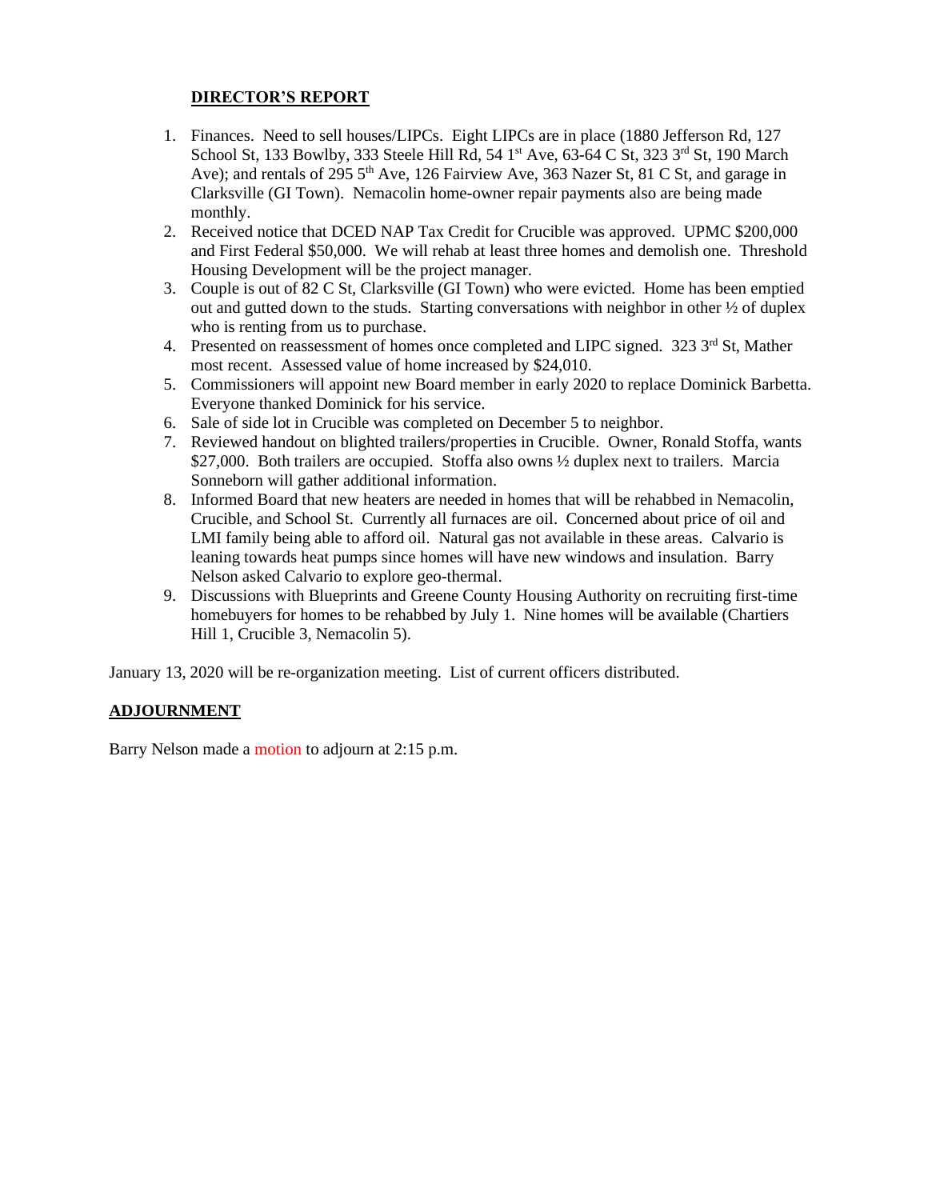## DIRECTOR'S REPORT

1. Finances. Need to sell houses/LIPCs. Eight LIPCs are in place (1880 Jefferson Rd, 127 School St, 133 Bowlby, 333 Steele Hill Rd, 54 1st Ave, 63-64 C St, 323 3rd St, 190 March Ave); and rentals of 295 5th Ave, 126 Fairview Ave, 363 Nazer St, 81 C St, and garage in Clarksville (GI Town). Nemacolin home-owner repair payments also are being made monthly.
2. Received notice that DCED NAP Tax Credit for Crucible was approved. UPMC $200,000 and First Federal $50,000. We will rehab at least three homes and demolish one. Threshold Housing Development will be the project manager.
3. Couple is out of 82 C St, Clarksville (GI Town) who were evicted. Home has been emptied out and gutted down to the studs. Starting conversations with neighbor in other ½ of duplex who is renting from us to purchase.
4. Presented on reassessment of homes once completed and LIPC signed. 323 3rd St, Mather most recent. Assessed value of home increased by $24,010.
5. Commissioners will appoint new Board member in early 2020 to replace Dominick Barbetta. Everyone thanked Dominick for his service.
6. Sale of side lot in Crucible was completed on December 5 to neighbor.
7. Reviewed handout on blighted trailers/properties in Crucible. Owner, Ronald Stoffa, wants $27,000. Both trailers are occupied. Stoffa also owns ½ duplex next to trailers. Marcia Sonneborn will gather additional information.
8. Informed Board that new heaters are needed in homes that will be rehabbed in Nemacolin, Crucible, and School St. Currently all furnaces are oil. Concerned about price of oil and LMI family being able to afford oil. Natural gas not available in these areas. Calvario is leaning towards heat pumps since homes will have new windows and insulation. Barry Nelson asked Calvario to explore geo-thermal.
9. Discussions with Blueprints and Greene County Housing Authority on recruiting first-time homebuyers for homes to be rehabbed by July 1. Nine homes will be available (Chartiers Hill 1, Crucible 3, Nemacolin 5).

January 13, 2020 will be re-organization meeting. List of current officers distributed.

## ADJOURNMENT

Barry Nelson made a motion to adjourn at 2:15 p.m.